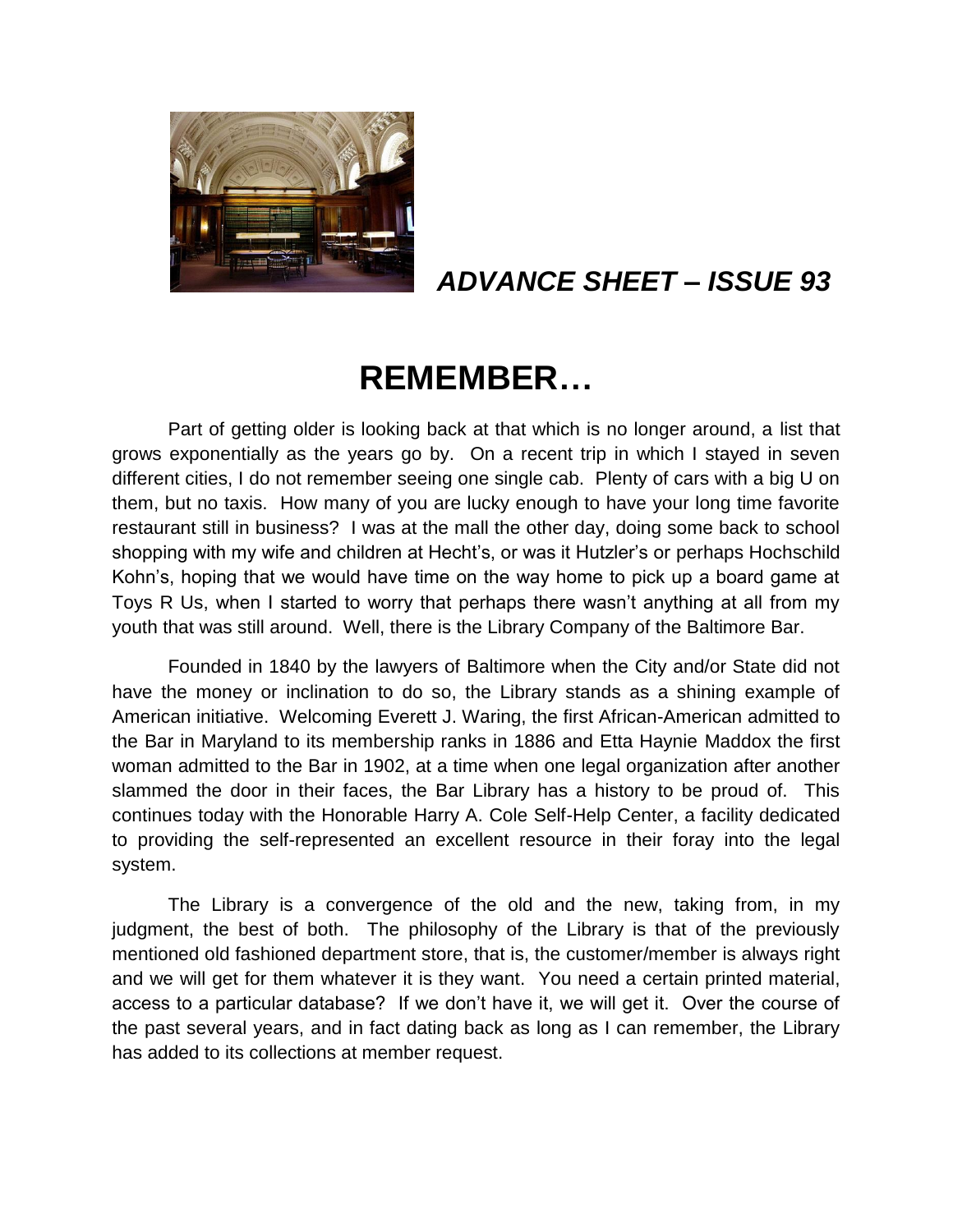***ADVANCE SHEET – ISSUE 93***

# REMEMBER…

Part of getting older is looking back at that which is no longer around, a list that grows exponentially as the years go by. On a recent trip in which I stayed in seven different cities, I do not remember seeing one single cab. Plenty of cars with a big U on them, but no taxis. How many of you are lucky enough to have your long time favorite restaurant still in business? I was at the mall the other day, doing some back to school shopping with my wife and children at Hecht's, or was it Hutzler's or perhaps Hochschild Kohn's, hoping that we would have time on the way home to pick up a board game at Toys R Us, when I started to worry that perhaps there wasn't anything at all from my youth that was still around. Well, there is the Library Company of the Baltimore Bar.

Founded in 1840 by the lawyers of Baltimore when the City and/or State did not have the money or inclination to do so, the Library stands as a shining example of American initiative. Welcoming Everett J. Waring, the first African-American admitted to the Bar in Maryland to its membership ranks in 1886 and Etta Haynie Maddox the first woman admitted to the Bar in 1902, at a time when one legal organization after another slammed the door in their faces, the Bar Library has a history to be proud of. This continues today with the Honorable Harry A. Cole Self-Help Center, a facility dedicated to providing the self-represented an excellent resource in their foray into the legal system.

The Library is a convergence of the old and the new, taking from, in my judgment, the best of both. The philosophy of the Library is that of the previously mentioned old fashioned department store, that is, the customer/member is always right and we will get for them whatever it is they want. You need a certain printed material, access to a particular database? If we don't have it, we will get it. Over the course of the past several years, and in fact dating back as long as I can remember, the Library has added to its collections at member request.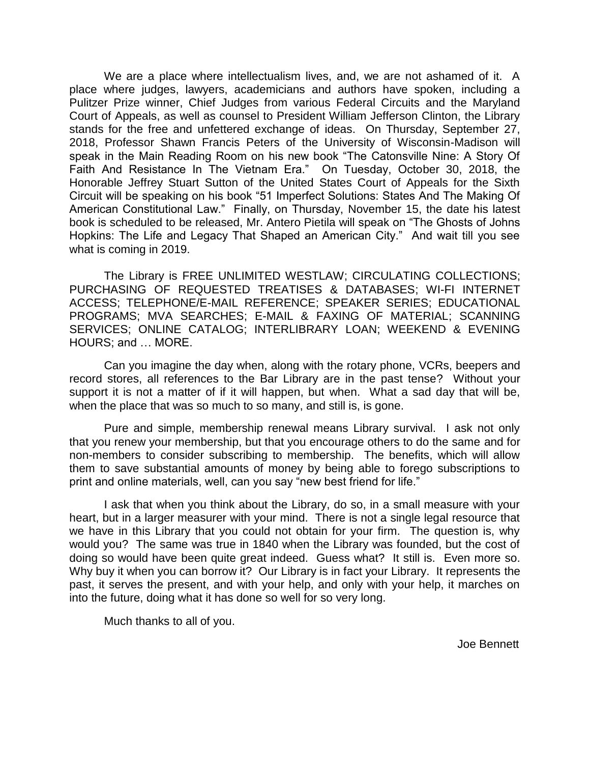We are a place where intellectualism lives, and, we are not ashamed of it. A place where judges, lawyers, academicians and authors have spoken, including a Pulitzer Prize winner, Chief Judges from various Federal Circuits and the Maryland Court of Appeals, as well as counsel to President William Jefferson Clinton, the Library stands for the free and unfettered exchange of ideas. On Thursday, September 27, 2018, Professor Shawn Francis Peters of the University of Wisconsin-Madison will speak in the Main Reading Room on his new book "The Catonsville Nine: A Story Of Faith And Resistance In The Vietnam Era." On Tuesday, October 30, 2018, the Honorable Jeffrey Stuart Sutton of the United States Court of Appeals for the Sixth Circuit will be speaking on his book "51 Imperfect Solutions: States And The Making Of American Constitutional Law." Finally, on Thursday, November 15, the date his latest book is scheduled to be released, Mr. Antero Pietila will speak on "The Ghosts of Johns Hopkins: The Life and Legacy That Shaped an American City." And wait till you see what is coming in 2019.

The Library is FREE UNLIMITED WESTLAW; CIRCULATING COLLECTIONS; PURCHASING OF REQUESTED TREATISES & DATABASES; WI-FI INTERNET ACCESS; TELEPHONE/E-MAIL REFERENCE; SPEAKER SERIES; EDUCATIONAL PROGRAMS; MVA SEARCHES; E-MAIL & FAXING OF MATERIAL; SCANNING SERVICES; ONLINE CATALOG; INTERLIBRARY LOAN; WEEKEND & EVENING HOURS; and … MORE.

Can you imagine the day when, along with the rotary phone, VCRs, beepers and record stores, all references to the Bar Library are in the past tense? Without your support it is not a matter of if it will happen, but when. What a sad day that will be, when the place that was so much to so many, and still is, is gone.

Pure and simple, membership renewal means Library survival. I ask not only that you renew your membership, but that you encourage others to do the same and for non-members to consider subscribing to membership. The benefits, which will allow them to save substantial amounts of money by being able to forego subscriptions to print and online materials, well, can you say "new best friend for life."

I ask that when you think about the Library, do so, in a small measure with your heart, but in a larger measurer with your mind. There is not a single legal resource that we have in this Library that you could not obtain for your firm. The question is, why would you? The same was true in 1840 when the Library was founded, but the cost of doing so would have been quite great indeed. Guess what? It still is. Even more so. Why buy it when you can borrow it? Our Library is in fact your Library. It represents the past, it serves the present, and with your help, and only with your help, it marches on into the future, doing what it has done so well for so very long.

Much thanks to all of you.

Joe Bennett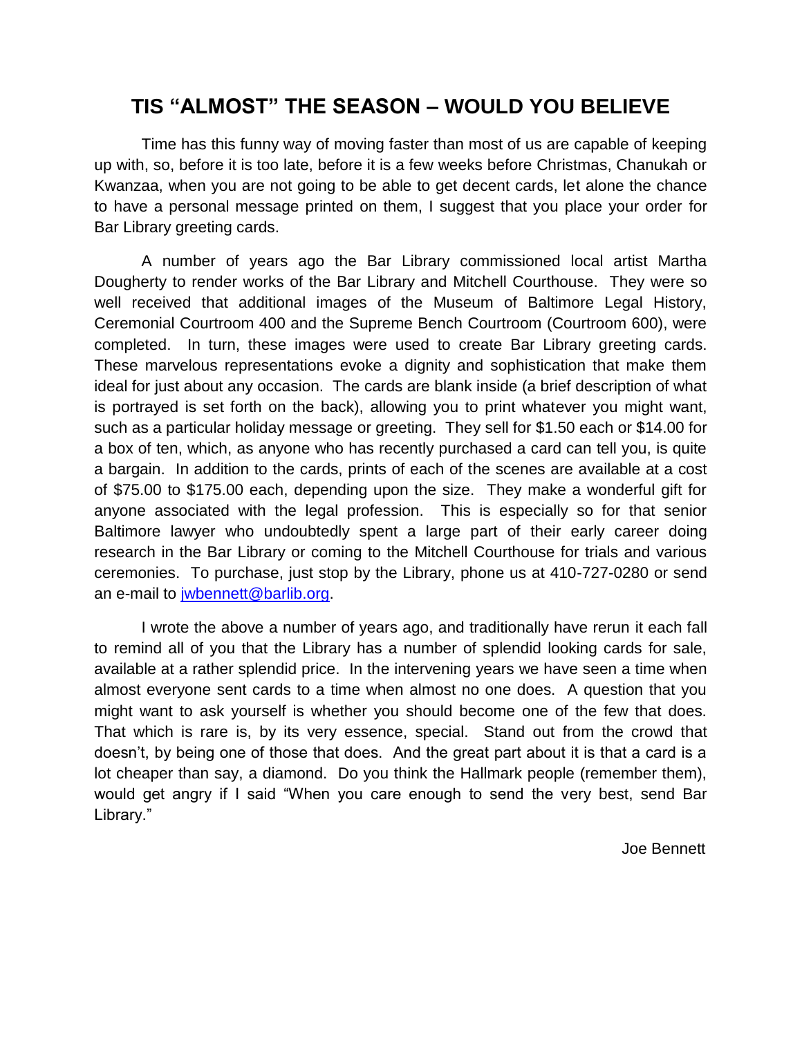# TIS "ALMOST" THE SEASON – WOULD YOU BELIEVE

Time has this funny way of moving faster than most of us are capable of keeping up with, so, before it is too late, before it is a few weeks before Christmas, Chanukah or Kwanzaa, when you are not going to be able to get decent cards, let alone the chance to have a personal message printed on them, I suggest that you place your order for Bar Library greeting cards.

A number of years ago the Bar Library commissioned local artist Martha Dougherty to render works of the Bar Library and Mitchell Courthouse. They were so well received that additional images of the Museum of Baltimore Legal History, Ceremonial Courtroom 400 and the Supreme Bench Courtroom (Courtroom 600), were completed. In turn, these images were used to create Bar Library greeting cards. These marvelous representations evoke a dignity and sophistication that make them ideal for just about any occasion. The cards are blank inside (a brief description of what is portrayed is set forth on the back), allowing you to print whatever you might want, such as a particular holiday message or greeting. They sell for $1.50 each or $14.00 for a box of ten, which, as anyone who has recently purchased a card can tell you, is quite a bargain. In addition to the cards, prints of each of the scenes are available at a cost of $75.00 to $175.00 each, depending upon the size. They make a wonderful gift for anyone associated with the legal profession. This is especially so for that senior Baltimore lawyer who undoubtedly spent a large part of their early career doing research in the Bar Library or coming to the Mitchell Courthouse for trials and various ceremonies. To purchase, just stop by the Library, phone us at 410-727-0280 or send an e-mail to jwbennett@barlib.org.

I wrote the above a number of years ago, and traditionally have rerun it each fall to remind all of you that the Library has a number of splendid looking cards for sale, available at a rather splendid price. In the intervening years we have seen a time when almost everyone sent cards to a time when almost no one does. A question that you might want to ask yourself is whether you should become one of the few that does. That which is rare is, by its very essence, special. Stand out from the crowd that doesn't, by being one of those that does. And the great part about it is that a card is a lot cheaper than say, a diamond. Do you think the Hallmark people (remember them), would get angry if I said "When you care enough to send the very best, send Bar Library."

Joe Bennett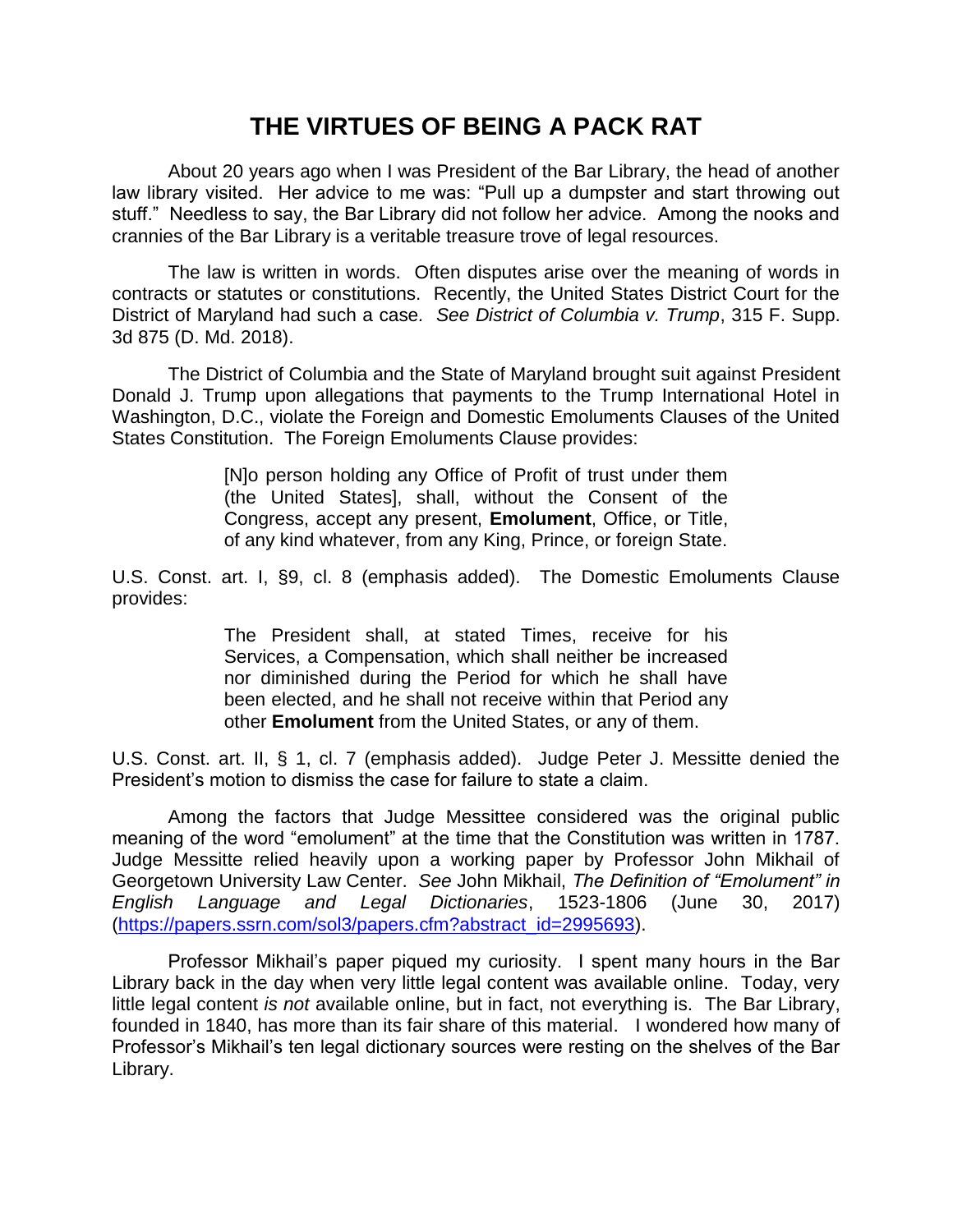# THE VIRTUES OF BEING A PACK RAT

About 20 years ago when I was President of the Bar Library, the head of another law library visited. Her advice to me was: "Pull up a dumpster and start throwing out stuff." Needless to say, the Bar Library did not follow her advice. Among the nooks and crannies of the Bar Library is a veritable treasure trove of legal resources.

The law is written in words. Often disputes arise over the meaning of words in contracts or statutes or constitutions. Recently, the United States District Court for the District of Maryland had such a case. *See District of Columbia v. Trump*, 315 F. Supp. 3d 875 (D. Md. 2018).

The District of Columbia and the State of Maryland brought suit against President Donald J. Trump upon allegations that payments to the Trump International Hotel in Washington, D.C., violate the Foreign and Domestic Emoluments Clauses of the United States Constitution. The Foreign Emoluments Clause provides:

> [N]o person holding any Office of Profit of trust under them (the United States], shall, without the Consent of the Congress, accept any present, **Emolument**, Office, or Title, of any kind whatever, from any King, Prince, or foreign State.

U.S. Const. art. I, §9, cl. 8 (emphasis added). The Domestic Emoluments Clause provides:

> The President shall, at stated Times, receive for his Services, a Compensation, which shall neither be increased nor diminished during the Period for which he shall have been elected, and he shall not receive within that Period any other **Emolument** from the United States, or any of them.

U.S. Const. art. II, § 1, cl. 7 (emphasis added). Judge Peter J. Messitte denied the President's motion to dismiss the case for failure to state a claim.

Among the factors that Judge Messittee considered was the original public meaning of the word "emolument" at the time that the Constitution was written in 1787. Judge Messitte relied heavily upon a working paper by Professor John Mikhail of Georgetown University Law Center. *See* John Mikhail, *The Definition of "Emolument" in English Language and Legal Dictionaries*, 1523-1806 (June 30, 2017) (https://papers.ssrn.com/sol3/papers.cfm?abstract_id=2995693).

Professor Mikhail's paper piqued my curiosity. I spent many hours in the Bar Library back in the day when very little legal content was available online. Today, very little legal content *is not* available online, but in fact, not everything is. The Bar Library, founded in 1840, has more than its fair share of this material. I wondered how many of Professor's Mikhail's ten legal dictionary sources were resting on the shelves of the Bar Library.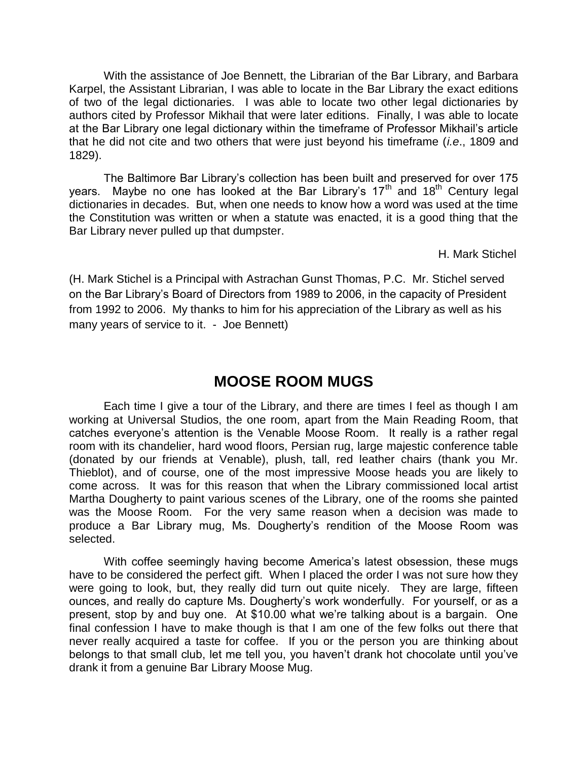With the assistance of Joe Bennett, the Librarian of the Bar Library, and Barbara Karpel, the Assistant Librarian, I was able to locate in the Bar Library the exact editions of two of the legal dictionaries. I was able to locate two other legal dictionaries by authors cited by Professor Mikhail that were later editions. Finally, I was able to locate at the Bar Library one legal dictionary within the timeframe of Professor Mikhail's article that he did not cite and two others that were just beyond his timeframe (*i.e*., 1809 and 1829).

The Baltimore Bar Library's collection has been built and preserved for over 175 years. Maybe no one has looked at the Bar Library's 17th and 18th Century legal dictionaries in decades. But, when one needs to know how a word was used at the time the Constitution was written or when a statute was enacted, it is a good thing that the Bar Library never pulled up that dumpster.

H. Mark Stichel

(H. Mark Stichel is a Principal with Astrachan Gunst Thomas, P.C. Mr. Stichel served on the Bar Library's Board of Directors from 1989 to 2006, in the capacity of President from 1992 to 2006. My thanks to him for his appreciation of the Library as well as his many years of service to it. - Joe Bennett)

## MOOSE ROOM MUGS

Each time I give a tour of the Library, and there are times I feel as though I am working at Universal Studios, the one room, apart from the Main Reading Room, that catches everyone's attention is the Venable Moose Room. It really is a rather regal room with its chandelier, hard wood floors, Persian rug, large majestic conference table (donated by our friends at Venable), plush, tall, red leather chairs (thank you Mr. Thieblot), and of course, one of the most impressive Moose heads you are likely to come across. It was for this reason that when the Library commissioned local artist Martha Dougherty to paint various scenes of the Library, one of the rooms she painted was the Moose Room. For the very same reason when a decision was made to produce a Bar Library mug, Ms. Dougherty's rendition of the Moose Room was selected.

With coffee seemingly having become America's latest obsession, these mugs have to be considered the perfect gift. When I placed the order I was not sure how they were going to look, but, they really did turn out quite nicely. They are large, fifteen ounces, and really do capture Ms. Dougherty's work wonderfully. For yourself, or as a present, stop by and buy one. At $10.00 what we're talking about is a bargain. One final confession I have to make though is that I am one of the few folks out there that never really acquired a taste for coffee. If you or the person you are thinking about belongs to that small club, let me tell you, you haven't drank hot chocolate until you've drank it from a genuine Bar Library Moose Mug.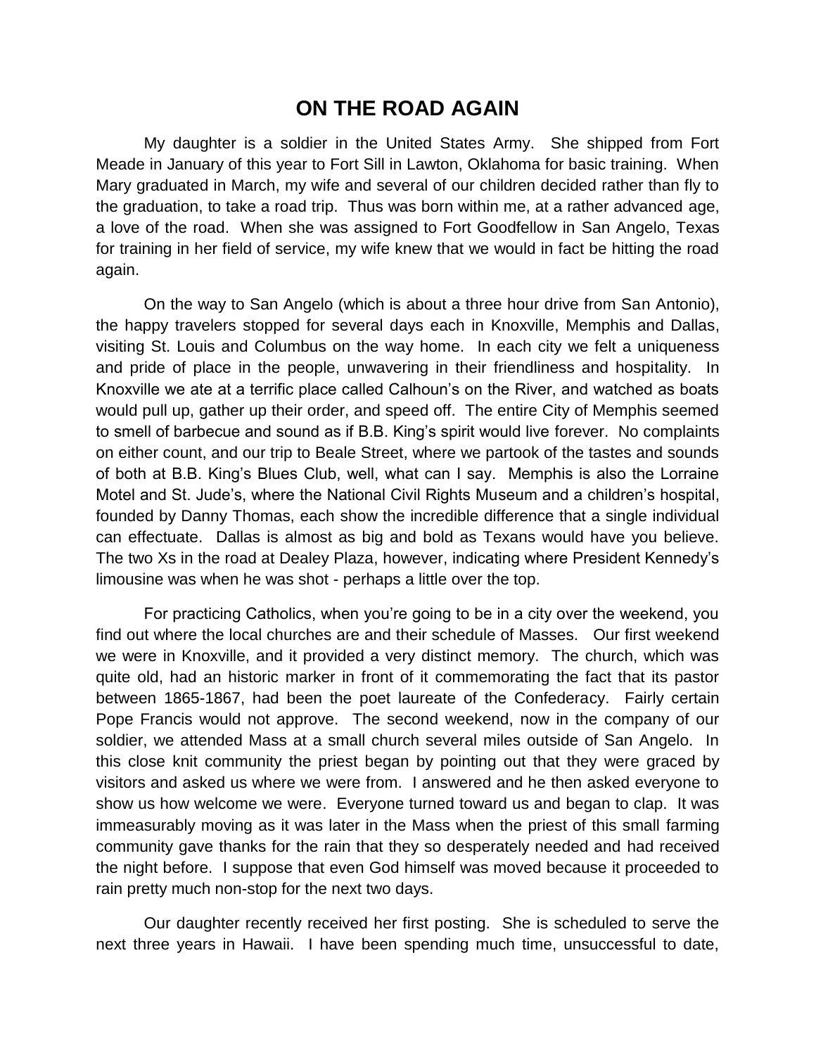# ON THE ROAD AGAIN

My daughter is a soldier in the United States Army. She shipped from Fort Meade in January of this year to Fort Sill in Lawton, Oklahoma for basic training. When Mary graduated in March, my wife and several of our children decided rather than fly to the graduation, to take a road trip. Thus was born within me, at a rather advanced age, a love of the road. When she was assigned to Fort Goodfellow in San Angelo, Texas for training in her field of service, my wife knew that we would in fact be hitting the road again.

On the way to San Angelo (which is about a three hour drive from San Antonio), the happy travelers stopped for several days each in Knoxville, Memphis and Dallas, visiting St. Louis and Columbus on the way home. In each city we felt a uniqueness and pride of place in the people, unwavering in their friendliness and hospitality. In Knoxville we ate at a terrific place called Calhoun's on the River, and watched as boats would pull up, gather up their order, and speed off. The entire City of Memphis seemed to smell of barbecue and sound as if B.B. King's spirit would live forever. No complaints on either count, and our trip to Beale Street, where we partook of the tastes and sounds of both at B.B. King's Blues Club, well, what can I say. Memphis is also the Lorraine Motel and St. Jude's, where the National Civil Rights Museum and a children's hospital, founded by Danny Thomas, each show the incredible difference that a single individual can effectuate. Dallas is almost as big and bold as Texans would have you believe. The two Xs in the road at Dealey Plaza, however, indicating where President Kennedy's limousine was when he was shot - perhaps a little over the top.

For practicing Catholics, when you're going to be in a city over the weekend, you find out where the local churches are and their schedule of Masses. Our first weekend we were in Knoxville, and it provided a very distinct memory. The church, which was quite old, had an historic marker in front of it commemorating the fact that its pastor between 1865-1867, had been the poet laureate of the Confederacy. Fairly certain Pope Francis would not approve. The second weekend, now in the company of our soldier, we attended Mass at a small church several miles outside of San Angelo. In this close knit community the priest began by pointing out that they were graced by visitors and asked us where we were from. I answered and he then asked everyone to show us how welcome we were. Everyone turned toward us and began to clap. It was immeasurably moving as it was later in the Mass when the priest of this small farming community gave thanks for the rain that they so desperately needed and had received the night before. I suppose that even God himself was moved because it proceeded to rain pretty much non-stop for the next two days.

Our daughter recently received her first posting. She is scheduled to serve the next three years in Hawaii. I have been spending much time, unsuccessful to date,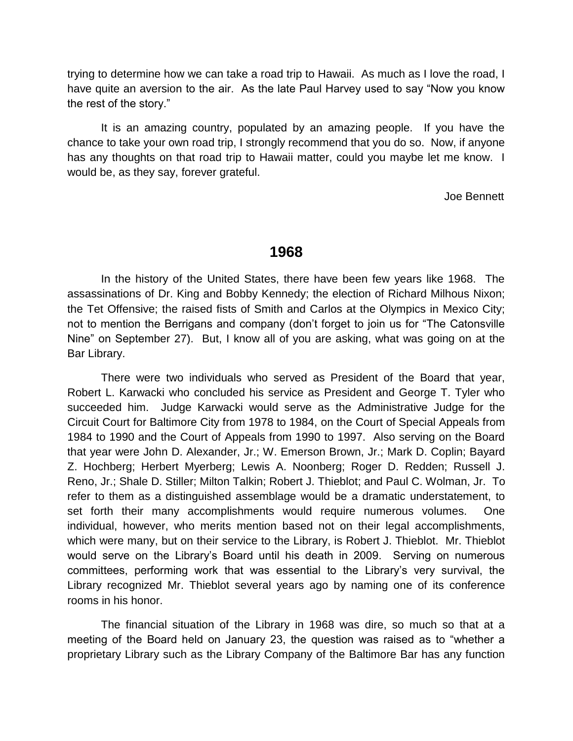trying to determine how we can take a road trip to Hawaii. As much as I love the road, I have quite an aversion to the air. As the late Paul Harvey used to say "Now you know the rest of the story."

It is an amazing country, populated by an amazing people. If you have the chance to take your own road trip, I strongly recommend that you do so. Now, if anyone has any thoughts on that road trip to Hawaii matter, could you maybe let me know. I would be, as they say, forever grateful.

Joe Bennett

## 1968

In the history of the United States, there have been few years like 1968. The assassinations of Dr. King and Bobby Kennedy; the election of Richard Milhous Nixon; the Tet Offensive; the raised fists of Smith and Carlos at the Olympics in Mexico City; not to mention the Berrigans and company (don't forget to join us for "The Catonsville Nine" on September 27). But, I know all of you are asking, what was going on at the Bar Library.

There were two individuals who served as President of the Board that year, Robert L. Karwacki who concluded his service as President and George T. Tyler who succeeded him. Judge Karwacki would serve as the Administrative Judge for the Circuit Court for Baltimore City from 1978 to 1984, on the Court of Special Appeals from 1984 to 1990 and the Court of Appeals from 1990 to 1997. Also serving on the Board that year were John D. Alexander, Jr.; W. Emerson Brown, Jr.; Mark D. Coplin; Bayard Z. Hochberg; Herbert Myerberg; Lewis A. Noonberg; Roger D. Redden; Russell J. Reno, Jr.; Shale D. Stiller; Milton Talkin; Robert J. Thieblot; and Paul C. Wolman, Jr. To refer to them as a distinguished assemblage would be a dramatic understatement, to set forth their many accomplishments would require numerous volumes. One individual, however, who merits mention based not on their legal accomplishments, which were many, but on their service to the Library, is Robert J. Thieblot. Mr. Thieblot would serve on the Library's Board until his death in 2009. Serving on numerous committees, performing work that was essential to the Library's very survival, the Library recognized Mr. Thieblot several years ago by naming one of its conference rooms in his honor.

The financial situation of the Library in 1968 was dire, so much so that at a meeting of the Board held on January 23, the question was raised as to "whether a proprietary Library such as the Library Company of the Baltimore Bar has any function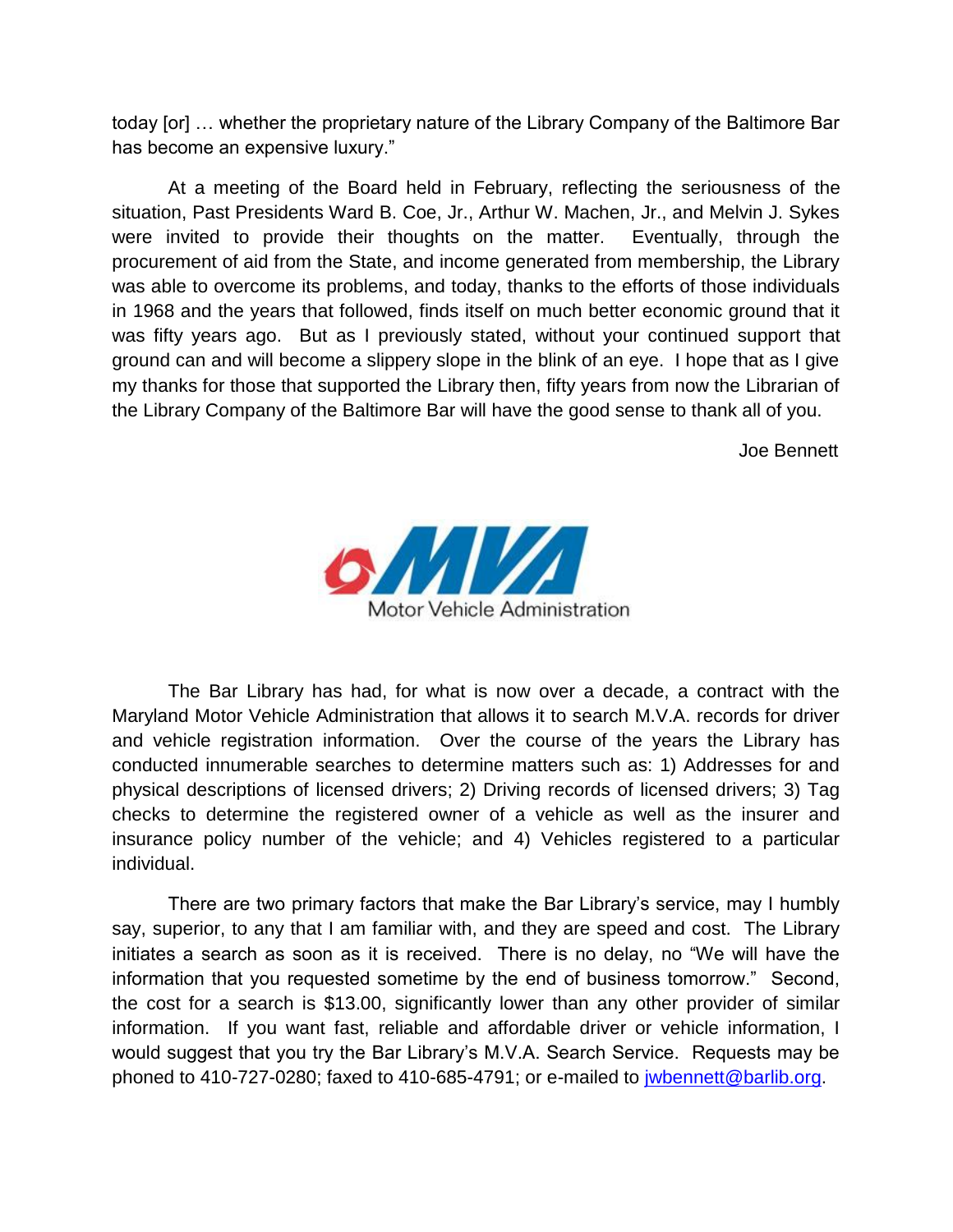today [or] … whether the proprietary nature of the Library Company of the Baltimore Bar has become an expensive luxury."

At a meeting of the Board held in February, reflecting the seriousness of the situation, Past Presidents Ward B. Coe, Jr., Arthur W. Machen, Jr., and Melvin J. Sykes were invited to provide their thoughts on the matter. Eventually, through the procurement of aid from the State, and income generated from membership, the Library was able to overcome its problems, and today, thanks to the efforts of those individuals in 1968 and the years that followed, finds itself on much better economic ground that it was fifty years ago. But as I previously stated, without your continued support that ground can and will become a slippery slope in the blink of an eye. I hope that as I give my thanks for those that supported the Library then, fifty years from now the Librarian of the Library Company of the Baltimore Bar will have the good sense to thank all of you.

Joe Bennett

MVA
Motor Vehicle Administration

The Bar Library has had, for what is now over a decade, a contract with the Maryland Motor Vehicle Administration that allows it to search M.V.A. records for driver and vehicle registration information. Over the course of the years the Library has conducted innumerable searches to determine matters such as: 1) Addresses for and physical descriptions of licensed drivers; 2) Driving records of licensed drivers; 3) Tag checks to determine the registered owner of a vehicle as well as the insurer and insurance policy number of the vehicle; and 4) Vehicles registered to a particular individual.

There are two primary factors that make the Bar Library's service, may I humbly say, superior, to any that I am familiar with, and they are speed and cost. The Library initiates a search as soon as it is received. There is no delay, no "We will have the information that you requested sometime by the end of business tomorrow." Second, the cost for a search is $13.00, significantly lower than any other provider of similar information. If you want fast, reliable and affordable driver or vehicle information, I would suggest that you try the Bar Library's M.V.A. Search Service. Requests may be phoned to 410-727-0280; faxed to 410-685-4791; or e-mailed to jwbennett@barlib.org.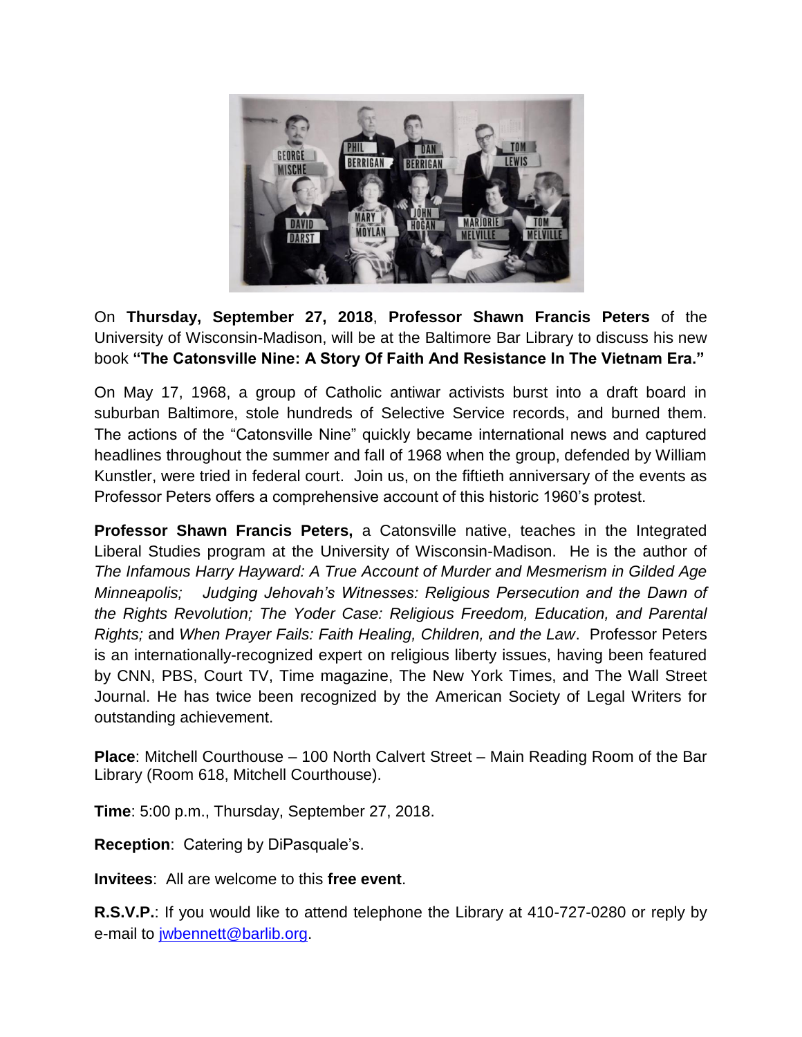On **Thursday, September 27, 2018**, **Professor Shawn Francis Peters** of the University of Wisconsin-Madison, will be at the Baltimore Bar Library to discuss his new book **"The Catonsville Nine: A Story Of Faith And Resistance In The Vietnam Era."**

On May 17, 1968, a group of Catholic antiwar activists burst into a draft board in suburban Baltimore, stole hundreds of Selective Service records, and burned them. The actions of the "Catonsville Nine" quickly became international news and captured headlines throughout the summer and fall of 1968 when the group, defended by William Kunstler, were tried in federal court. Join us, on the fiftieth anniversary of the events as Professor Peters offers a comprehensive account of this historic 1960's protest.

**Professor Shawn Francis Peters,** a Catonsville native, teaches in the Integrated Liberal Studies program at the University of Wisconsin-Madison. He is the author of *The Infamous Harry Hayward: A True Account of Murder and Mesmerism in Gilded Age Minneapolis; Judging Jehovah's Witnesses: Religious Persecution and the Dawn of the Rights Revolution; The Yoder Case: Religious Freedom, Education, and Parental Rights;* and *When Prayer Fails: Faith Healing, Children, and the Law*. Professor Peters is an internationally-recognized expert on religious liberty issues, having been featured by CNN, PBS, Court TV, Time magazine, The New York Times, and The Wall Street Journal. He has twice been recognized by the American Society of Legal Writers for outstanding achievement.

**Place**: Mitchell Courthouse – 100 North Calvert Street – Main Reading Room of the Bar Library (Room 618, Mitchell Courthouse).

**Time**: 5:00 p.m., Thursday, September 27, 2018.

**Reception**: Catering by DiPasquale's.

**Invitees**: All are welcome to this **free event**.

**R.S.V.P.**: If you would like to attend telephone the Library at 410-727-0280 or reply by e-mail to jwbennett@barlib.org.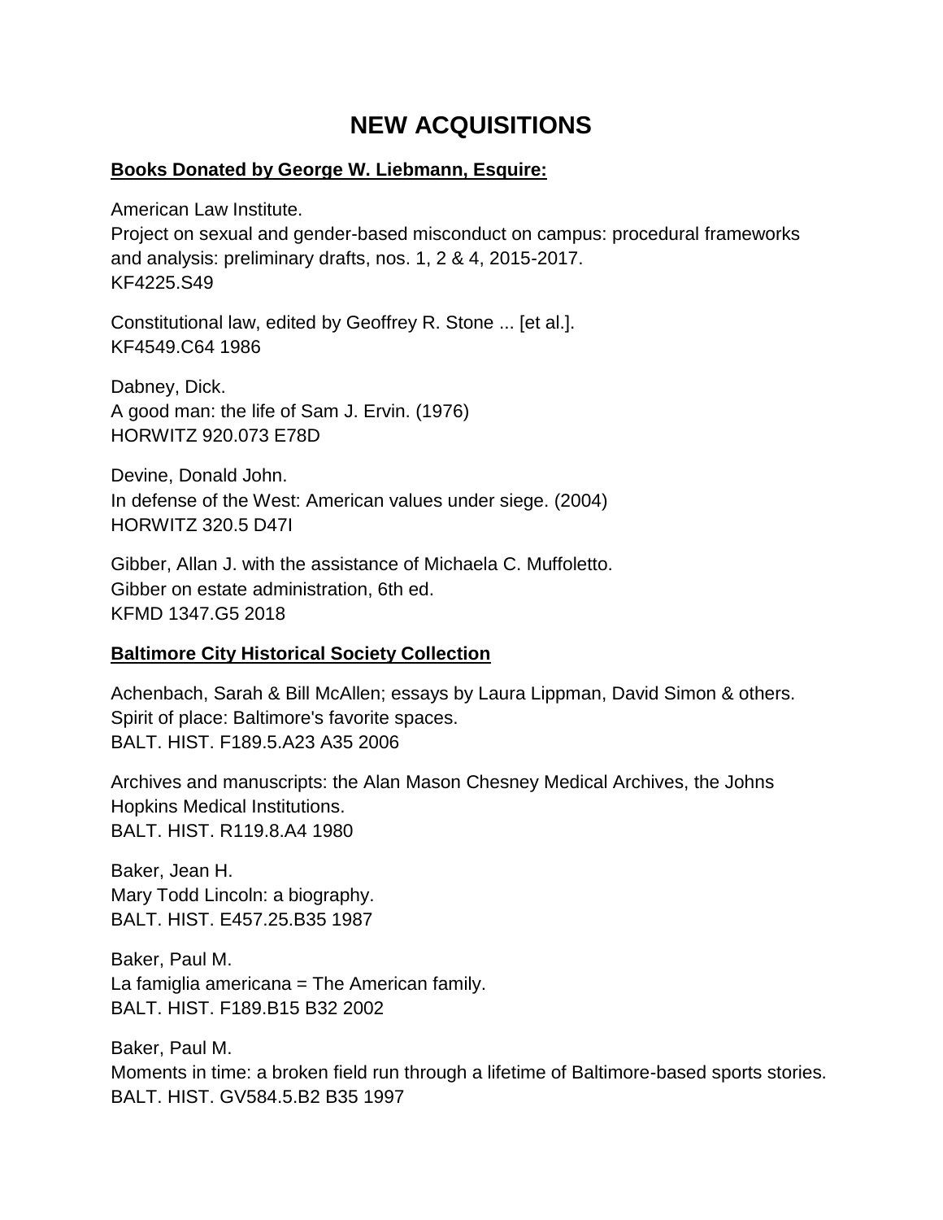# NEW ACQUISITIONS

**Books Donated by George W. Liebmann, Esquire:**

American Law Institute.
Project on sexual and gender-based misconduct on campus: procedural frameworks and analysis: preliminary drafts, nos. 1, 2 & 4, 2015-2017.
KF4225.S49

Constitutional law, edited by Geoffrey R. Stone ... [et al.].
KF4549.C64 1986

Dabney, Dick.
A good man: the life of Sam J. Ervin. (1976)
HORWITZ 920.073 E78D

Devine, Donald John.
In defense of the West: American values under siege. (2004)
HORWITZ 320.5 D47I

Gibber, Allan J. with the assistance of Michaela C. Muffoletto.
Gibber on estate administration, 6th ed.
KFMD 1347.G5 2018

**Baltimore City Historical Society Collection**

Achenbach, Sarah & Bill McAllen; essays by Laura Lippman, David Simon & others.
Spirit of place: Baltimore's favorite spaces.
BALT. HIST. F189.5.A23 A35 2006

Archives and manuscripts: the Alan Mason Chesney Medical Archives, the Johns Hopkins Medical Institutions.
BALT. HIST. R119.8.A4 1980

Baker, Jean H.
Mary Todd Lincoln: a biography.
BALT. HIST. E457.25.B35 1987

Baker, Paul M.
La famiglia americana = The American family.
BALT. HIST. F189.B15 B32 2002

Baker, Paul M.
Moments in time: a broken field run through a lifetime of Baltimore-based sports stories.
BALT. HIST. GV584.5.B2 B35 1997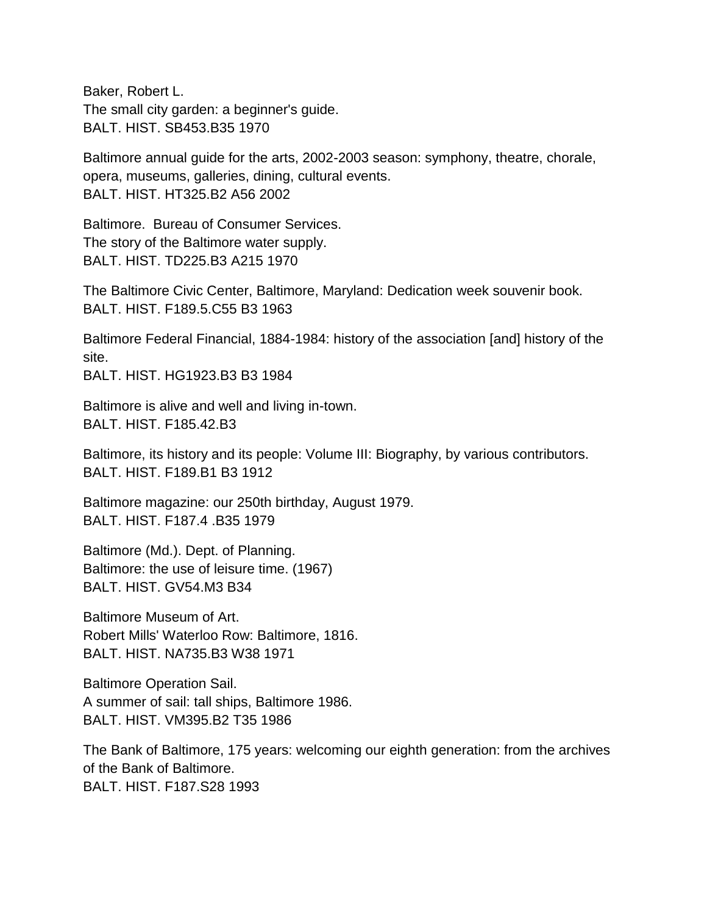Baker, Robert L.
The small city garden: a beginner's guide.
BALT. HIST. SB453.B35 1970

Baltimore annual guide for the arts, 2002-2003 season: symphony, theatre, chorale, opera, museums, galleries, dining, cultural events.
BALT. HIST. HT325.B2 A56 2002

Baltimore. Bureau of Consumer Services.
The story of the Baltimore water supply.
BALT. HIST. TD225.B3 A215 1970

The Baltimore Civic Center, Baltimore, Maryland: Dedication week souvenir book.
BALT. HIST. F189.5.C55 B3 1963

Baltimore Federal Financial, 1884-1984: history of the association [and] history of the site.
BALT. HIST. HG1923.B3 B3 1984

Baltimore is alive and well and living in-town.
BALT. HIST. F185.42.B3

Baltimore, its history and its people: Volume III: Biography, by various contributors.
BALT. HIST. F189.B1 B3 1912

Baltimore magazine: our 250th birthday, August 1979.
BALT. HIST. F187.4 .B35 1979

Baltimore (Md.). Dept. of Planning.
Baltimore: the use of leisure time. (1967)
BALT. HIST. GV54.M3 B34

Baltimore Museum of Art.
Robert Mills' Waterloo Row: Baltimore, 1816.
BALT. HIST. NA735.B3 W38 1971

Baltimore Operation Sail.
A summer of sail: tall ships, Baltimore 1986.
BALT. HIST. VM395.B2 T35 1986

The Bank of Baltimore, 175 years: welcoming our eighth generation: from the archives of the Bank of Baltimore.
BALT. HIST. F187.S28 1993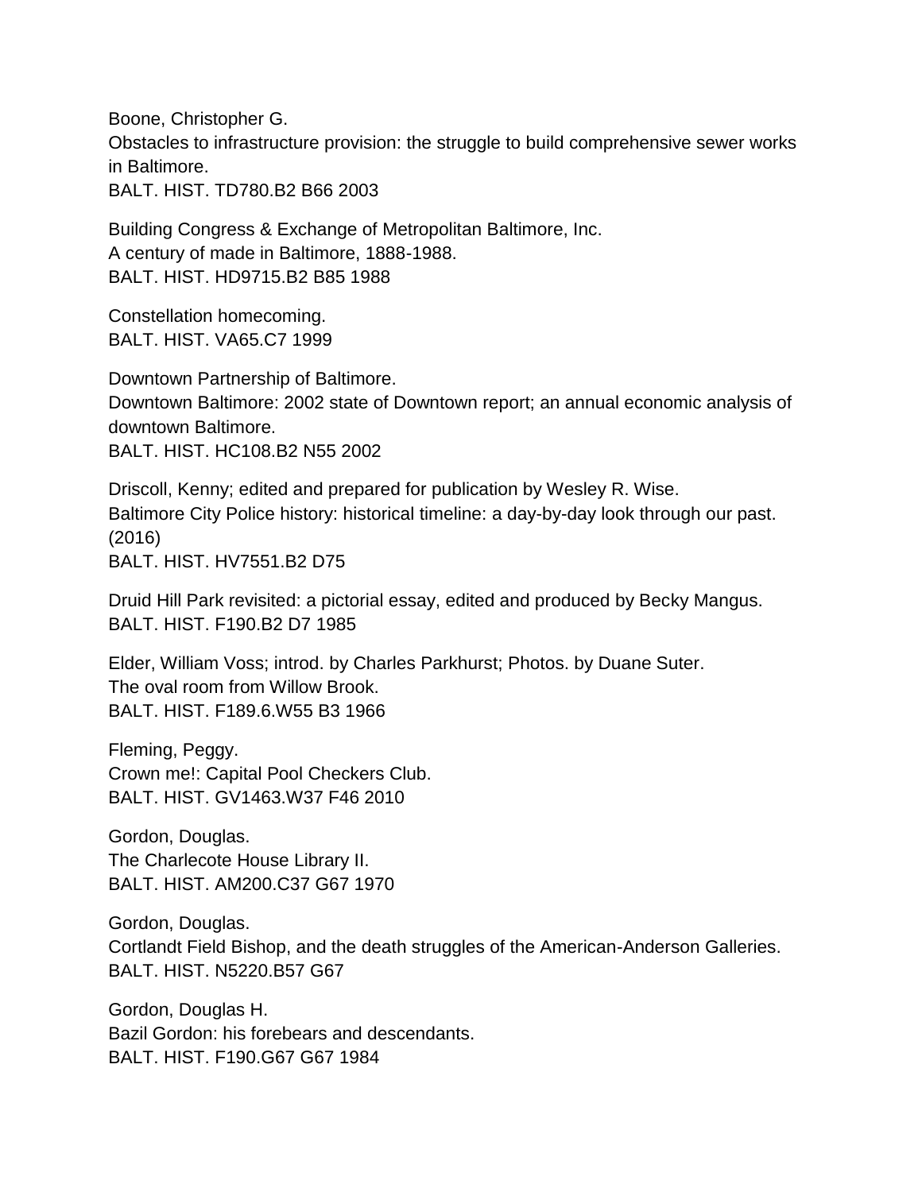Boone, Christopher G.
Obstacles to infrastructure provision: the struggle to build comprehensive sewer works in Baltimore.
BALT. HIST. TD780.B2 B66 2003

Building Congress & Exchange of Metropolitan Baltimore, Inc.
A century of made in Baltimore, 1888-1988.
BALT. HIST. HD9715.B2 B85 1988

Constellation homecoming.
BALT. HIST. VA65.C7 1999

Downtown Partnership of Baltimore.
Downtown Baltimore: 2002 state of Downtown report; an annual economic analysis of downtown Baltimore.
BALT. HIST. HC108.B2 N55 2002

Driscoll, Kenny; edited and prepared for publication by Wesley R. Wise.
Baltimore City Police history: historical timeline: a day-by-day look through our past. (2016)
BALT. HIST. HV7551.B2 D75

Druid Hill Park revisited: a pictorial essay, edited and produced by Becky Mangus.
BALT. HIST. F190.B2 D7 1985

Elder, William Voss; introd. by Charles Parkhurst; Photos. by Duane Suter.
The oval room from Willow Brook.
BALT. HIST. F189.6.W55 B3 1966

Fleming, Peggy.
Crown me!: Capital Pool Checkers Club.
BALT. HIST. GV1463.W37 F46 2010

Gordon, Douglas.
The Charlecote House Library II.
BALT. HIST. AM200.C37 G67 1970

Gordon, Douglas.
Cortlandt Field Bishop, and the death struggles of the American-Anderson Galleries.
BALT. HIST. N5220.B57 G67

Gordon, Douglas H.
Bazil Gordon: his forebears and descendants.
BALT. HIST. F190.G67 G67 1984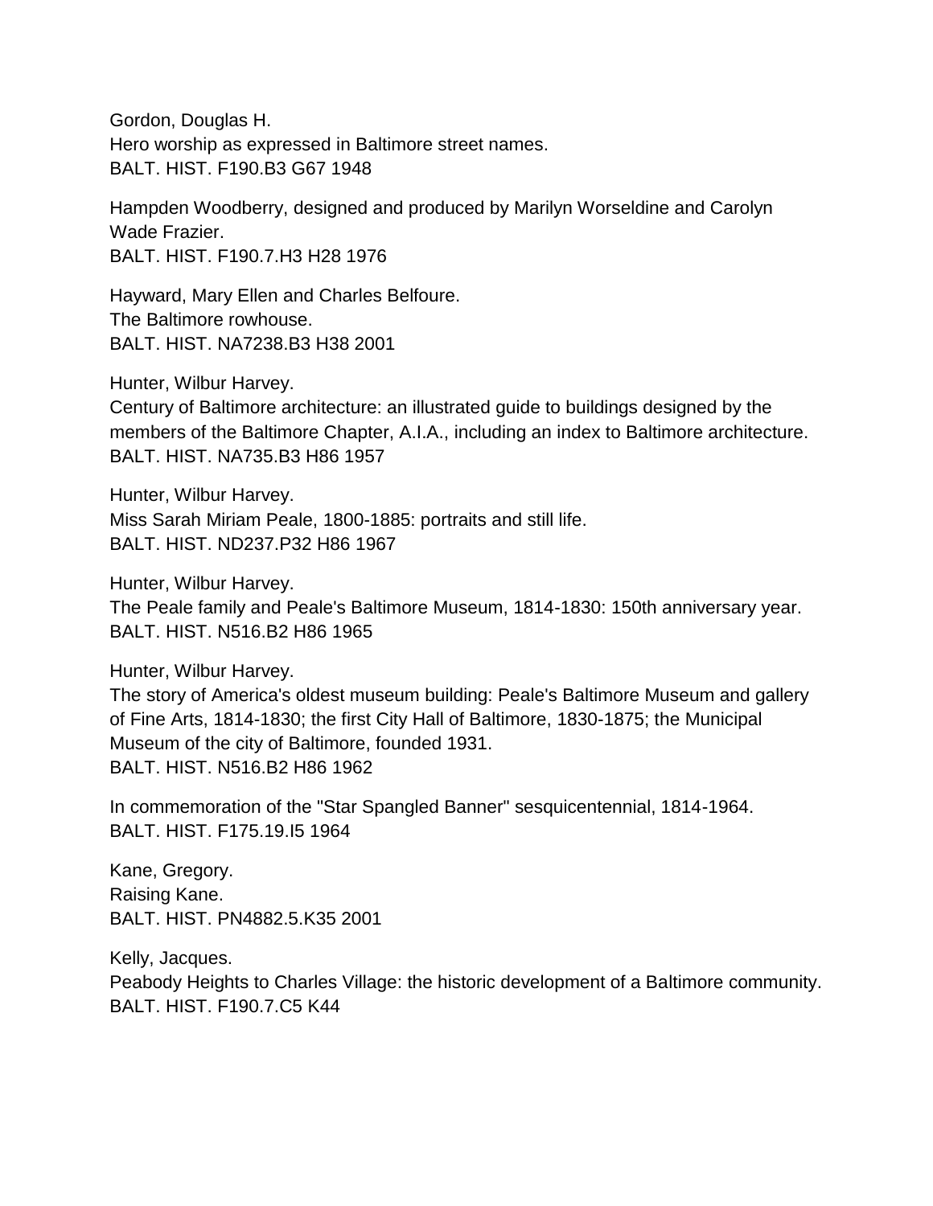Gordon, Douglas H.
Hero worship as expressed in Baltimore street names.
BALT. HIST. F190.B3 G67 1948

Hampden Woodberry, designed and produced by Marilyn Worseldine and Carolyn Wade Frazier.
BALT. HIST. F190.7.H3 H28 1976

Hayward, Mary Ellen and Charles Belfoure.
The Baltimore rowhouse.
BALT. HIST. NA7238.B3 H38 2001

Hunter, Wilbur Harvey.
Century of Baltimore architecture: an illustrated guide to buildings designed by the members of the Baltimore Chapter, A.I.A., including an index to Baltimore architecture.
BALT. HIST. NA735.B3 H86 1957

Hunter, Wilbur Harvey.
Miss Sarah Miriam Peale, 1800-1885: portraits and still life.
BALT. HIST. ND237.P32 H86 1967

Hunter, Wilbur Harvey.
The Peale family and Peale's Baltimore Museum, 1814-1830: 150th anniversary year.
BALT. HIST. N516.B2 H86 1965

Hunter, Wilbur Harvey.
The story of America's oldest museum building: Peale's Baltimore Museum and gallery of Fine Arts, 1814-1830; the first City Hall of Baltimore, 1830-1875; the Municipal Museum of the city of Baltimore, founded 1931.
BALT. HIST. N516.B2 H86 1962

In commemoration of the "Star Spangled Banner" sesquicentennial, 1814-1964.
BALT. HIST. F175.19.I5 1964

Kane, Gregory.
Raising Kane.
BALT. HIST. PN4882.5.K35 2001

Kelly, Jacques.
Peabody Heights to Charles Village: the historic development of a Baltimore community.
BALT. HIST. F190.7.C5 K44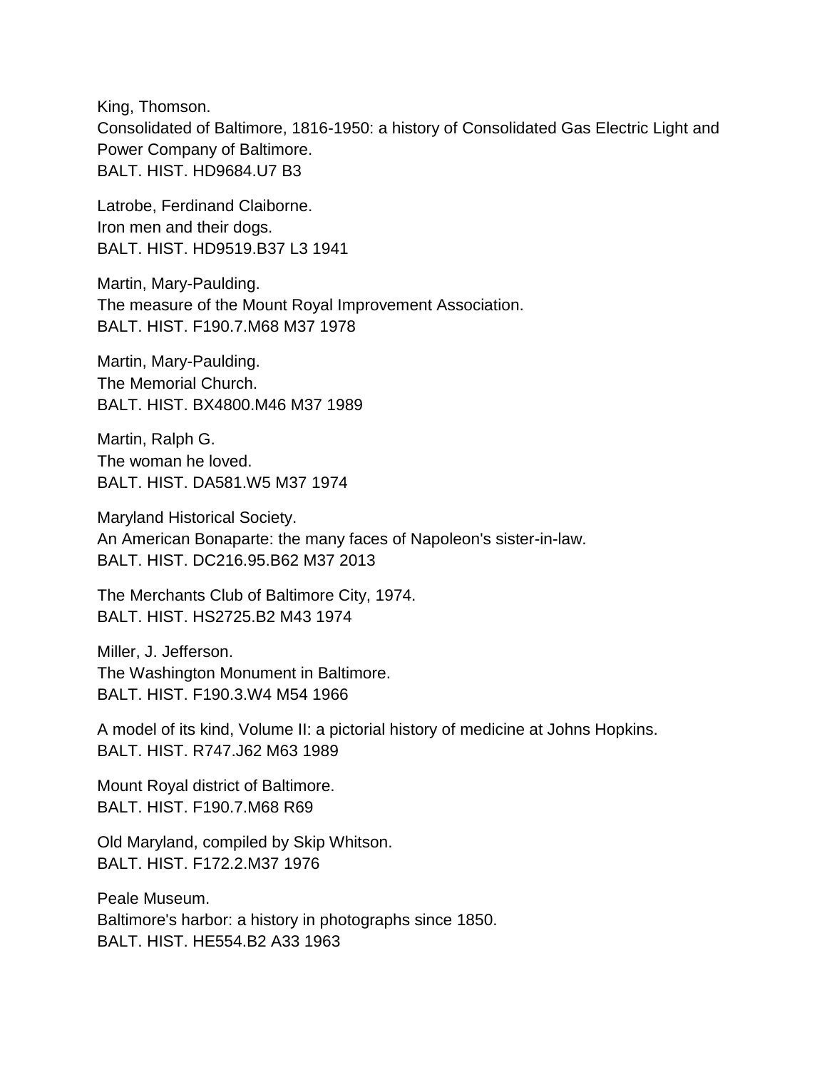King, Thomson.
Consolidated of Baltimore, 1816-1950: a history of Consolidated Gas Electric Light and Power Company of Baltimore.
BALT. HIST. HD9684.U7 B3

Latrobe, Ferdinand Claiborne.
Iron men and their dogs.
BALT. HIST. HD9519.B37 L3 1941

Martin, Mary-Paulding.
The measure of the Mount Royal Improvement Association.
BALT. HIST. F190.7.M68 M37 1978

Martin, Mary-Paulding.
The Memorial Church.
BALT. HIST. BX4800.M46 M37 1989

Martin, Ralph G.
The woman he loved.
BALT. HIST. DA581.W5 M37 1974

Maryland Historical Society.
An American Bonaparte: the many faces of Napoleon's sister-in-law.
BALT. HIST. DC216.95.B62 M37 2013

The Merchants Club of Baltimore City, 1974.
BALT. HIST. HS2725.B2 M43 1974

Miller, J. Jefferson.
The Washington Monument in Baltimore.
BALT. HIST. F190.3.W4 M54 1966

A model of its kind, Volume II: a pictorial history of medicine at Johns Hopkins.
BALT. HIST. R747.J62 M63 1989

Mount Royal district of Baltimore.
BALT. HIST. F190.7.M68 R69

Old Maryland, compiled by Skip Whitson.
BALT. HIST. F172.2.M37 1976

Peale Museum.
Baltimore's harbor: a history in photographs since 1850.
BALT. HIST. HE554.B2 A33 1963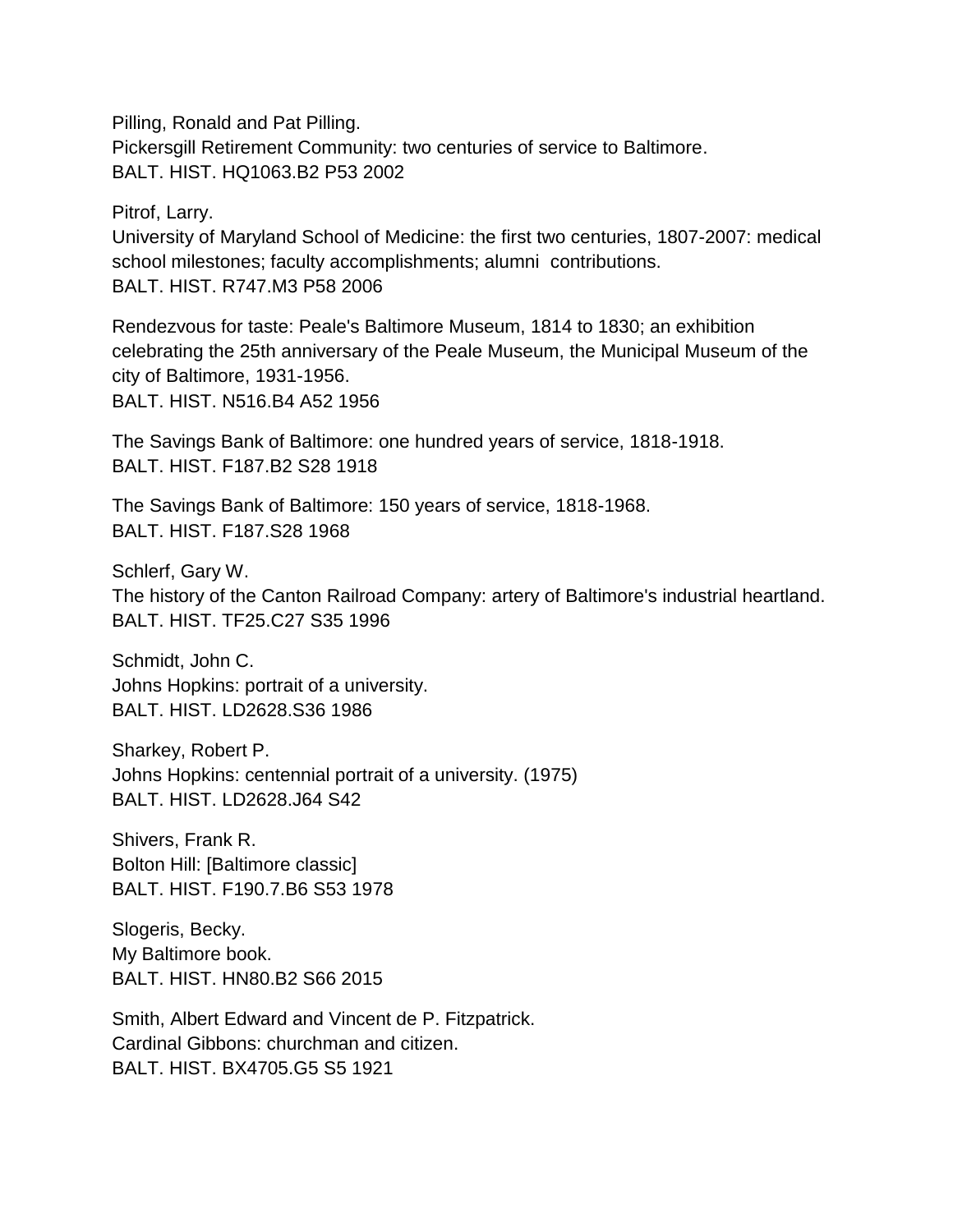Pilling, Ronald and Pat Pilling.
Pickersgill Retirement Community: two centuries of service to Baltimore.
BALT. HIST. HQ1063.B2 P53 2002

Pitrof, Larry.
University of Maryland School of Medicine: the first two centuries, 1807-2007: medical school milestones; faculty accomplishments; alumni contributions.
BALT. HIST. R747.M3 P58 2006

Rendezvous for taste: Peale's Baltimore Museum, 1814 to 1830; an exhibition celebrating the 25th anniversary of the Peale Museum, the Municipal Museum of the city of Baltimore, 1931-1956.
BALT. HIST. N516.B4 A52 1956

The Savings Bank of Baltimore: one hundred years of service, 1818-1918.
BALT. HIST. F187.B2 S28 1918

The Savings Bank of Baltimore: 150 years of service, 1818-1968.
BALT. HIST. F187.S28 1968

Schlerf, Gary W.
The history of the Canton Railroad Company: artery of Baltimore's industrial heartland.
BALT. HIST. TF25.C27 S35 1996

Schmidt, John C.
Johns Hopkins: portrait of a university.
BALT. HIST. LD2628.S36 1986

Sharkey, Robert P.
Johns Hopkins: centennial portrait of a university. (1975)
BALT. HIST. LD2628.J64 S42

Shivers, Frank R.
Bolton Hill: [Baltimore classic]
BALT. HIST. F190.7.B6 S53 1978

Slogeris, Becky.
My Baltimore book.
BALT. HIST. HN80.B2 S66 2015

Smith, Albert Edward and Vincent de P. Fitzpatrick.
Cardinal Gibbons: churchman and citizen.
BALT. HIST. BX4705.G5 S5 1921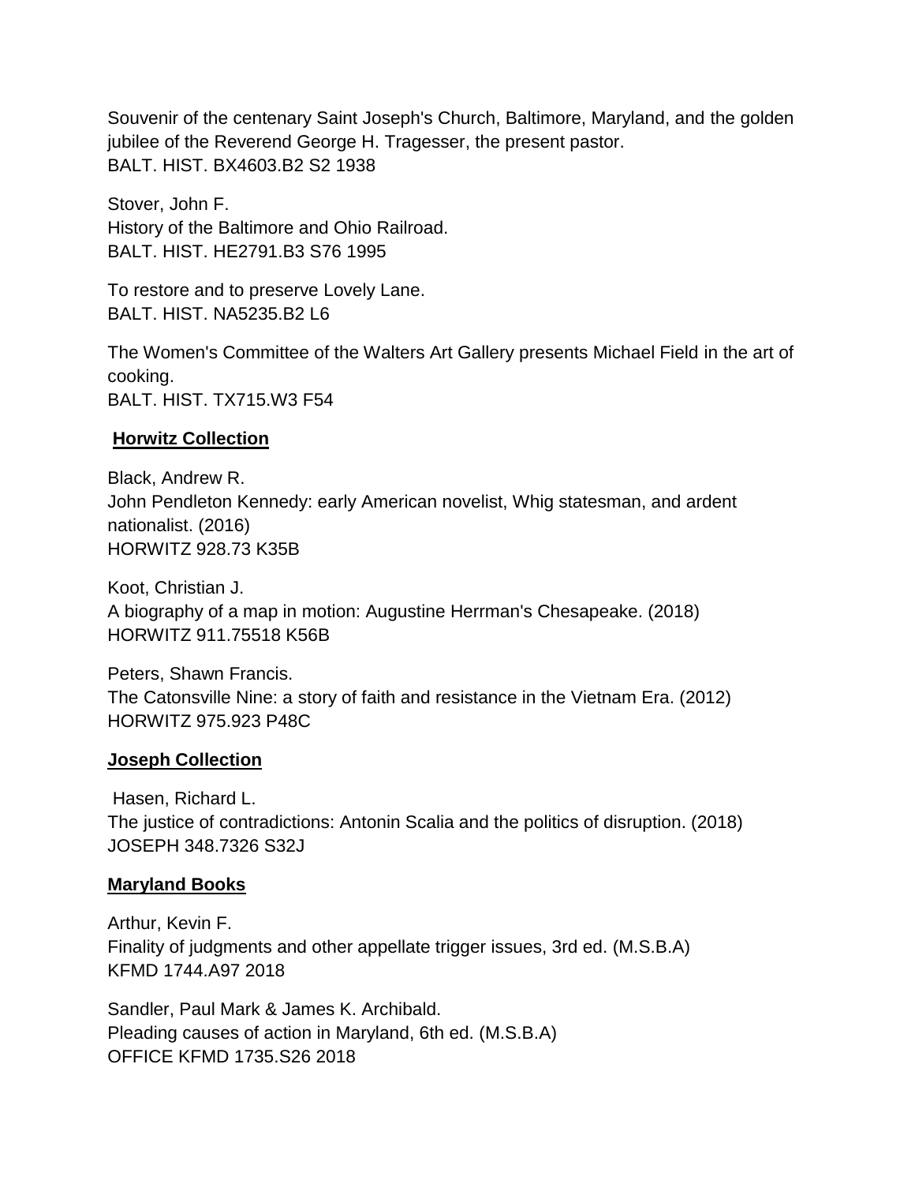Souvenir of the centenary Saint Joseph's Church, Baltimore, Maryland, and the golden jubilee of the Reverend George H. Tragesser, the present pastor.
BALT. HIST. BX4603.B2 S2 1938

Stover, John F.
History of the Baltimore and Ohio Railroad.
BALT. HIST. HE2791.B3 S76 1995

To restore and to preserve Lovely Lane.
BALT. HIST. NA5235.B2 L6

The Women's Committee of the Walters Art Gallery presents Michael Field in the art of cooking.
BALT. HIST. TX715.W3 F54

**Horwitz Collection**

Black, Andrew R.
John Pendleton Kennedy: early American novelist, Whig statesman, and ardent nationalist. (2016)
HORWITZ 928.73 K35B

Koot, Christian J.
A biography of a map in motion: Augustine Herrman's Chesapeake. (2018)
HORWITZ 911.75518 K56B

Peters, Shawn Francis.
The Catonsville Nine: a story of faith and resistance in the Vietnam Era. (2012)
HORWITZ 975.923 P48C

**Joseph Collection**

Hasen, Richard L.
The justice of contradictions: Antonin Scalia and the politics of disruption. (2018)
JOSEPH 348.7326 S32J

**Maryland Books**

Arthur, Kevin F.
Finality of judgments and other appellate trigger issues, 3rd ed. (M.S.B.A)
KFMD 1744.A97 2018

Sandler, Paul Mark & James K. Archibald.
Pleading causes of action in Maryland, 6th ed. (M.S.B.A)
OFFICE KFMD 1735.S26 2018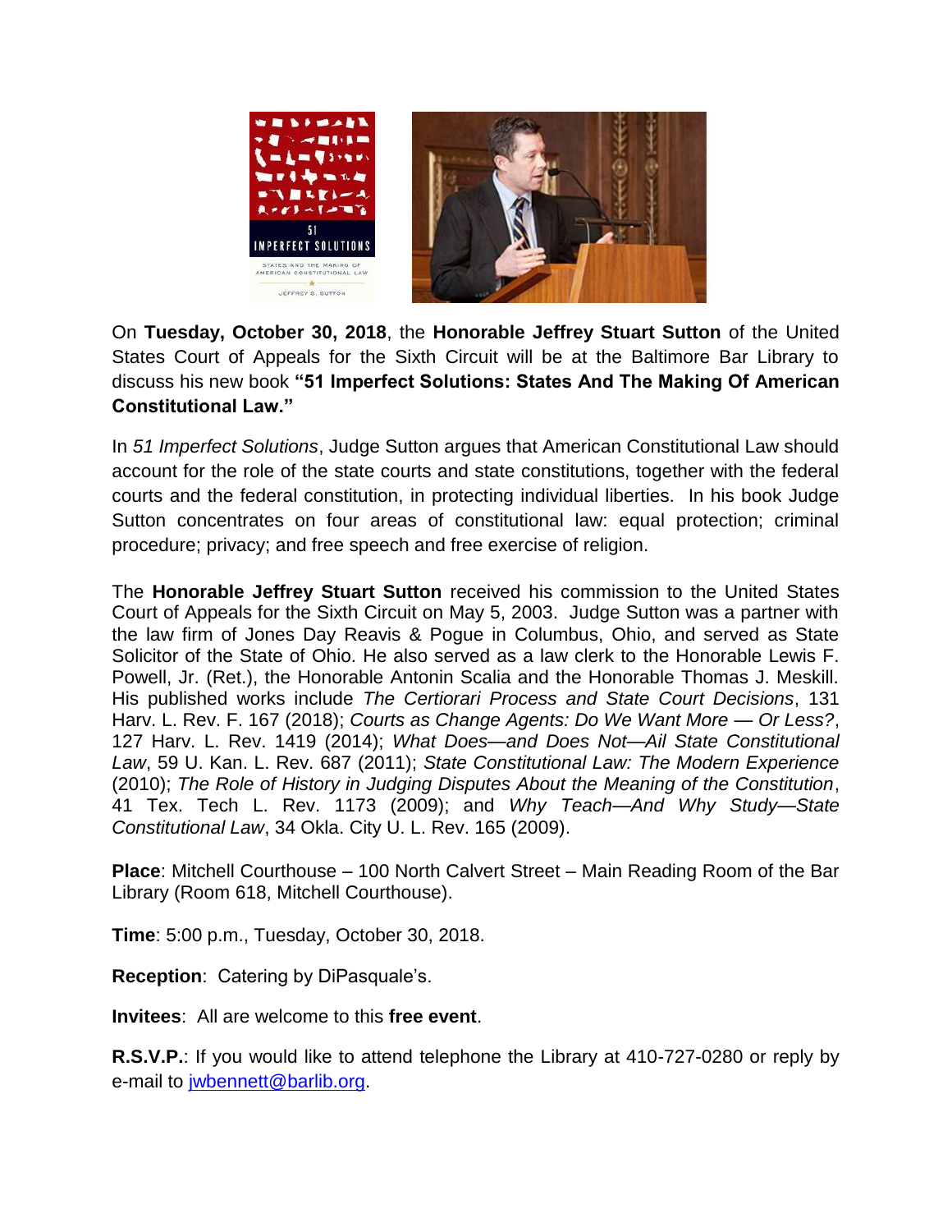On **Tuesday, October 30, 2018**, the **Honorable Jeffrey Stuart Sutton** of the United States Court of Appeals for the Sixth Circuit will be at the Baltimore Bar Library to discuss his new book **"51 Imperfect Solutions: States And The Making Of American Constitutional Law."**

In *51 Imperfect Solutions*, Judge Sutton argues that American Constitutional Law should account for the role of the state courts and state constitutions, together with the federal courts and the federal constitution, in protecting individual liberties. In his book Judge Sutton concentrates on four areas of constitutional law: equal protection; criminal procedure; privacy; and free speech and free exercise of religion.

The **Honorable Jeffrey Stuart Sutton** received his commission to the United States Court of Appeals for the Sixth Circuit on May 5, 2003. Judge Sutton was a partner with the law firm of Jones Day Reavis & Pogue in Columbus, Ohio, and served as State Solicitor of the State of Ohio. He also served as a law clerk to the Honorable Lewis F. Powell, Jr. (Ret.), the Honorable Antonin Scalia and the Honorable Thomas J. Meskill. His published works include *The Certiorari Process and State Court Decisions*, 131 Harv. L. Rev. F. 167 (2018); *Courts as Change Agents: Do We Want More — Or Less?*, 127 Harv. L. Rev. 1419 (2014); *What Does—and Does Not—Ail State Constitutional Law*, 59 U. Kan. L. Rev. 687 (2011); *State Constitutional Law: The Modern Experience* (2010); *The Role of History in Judging Disputes About the Meaning of the Constitution*, 41 Tex. Tech L. Rev. 1173 (2009); and *Why Teach—And Why Study—State Constitutional Law*, 34 Okla. City U. L. Rev. 165 (2009).

**Place**: Mitchell Courthouse – 100 North Calvert Street – Main Reading Room of the Bar Library (Room 618, Mitchell Courthouse).

**Time**: 5:00 p.m., Tuesday, October 30, 2018.

**Reception**: Catering by DiPasquale's.

**Invitees**: All are welcome to this **free event**.

**R.S.V.P.**: If you would like to attend telephone the Library at 410-727-0280 or reply by e-mail to jwbennett@barlib.org.